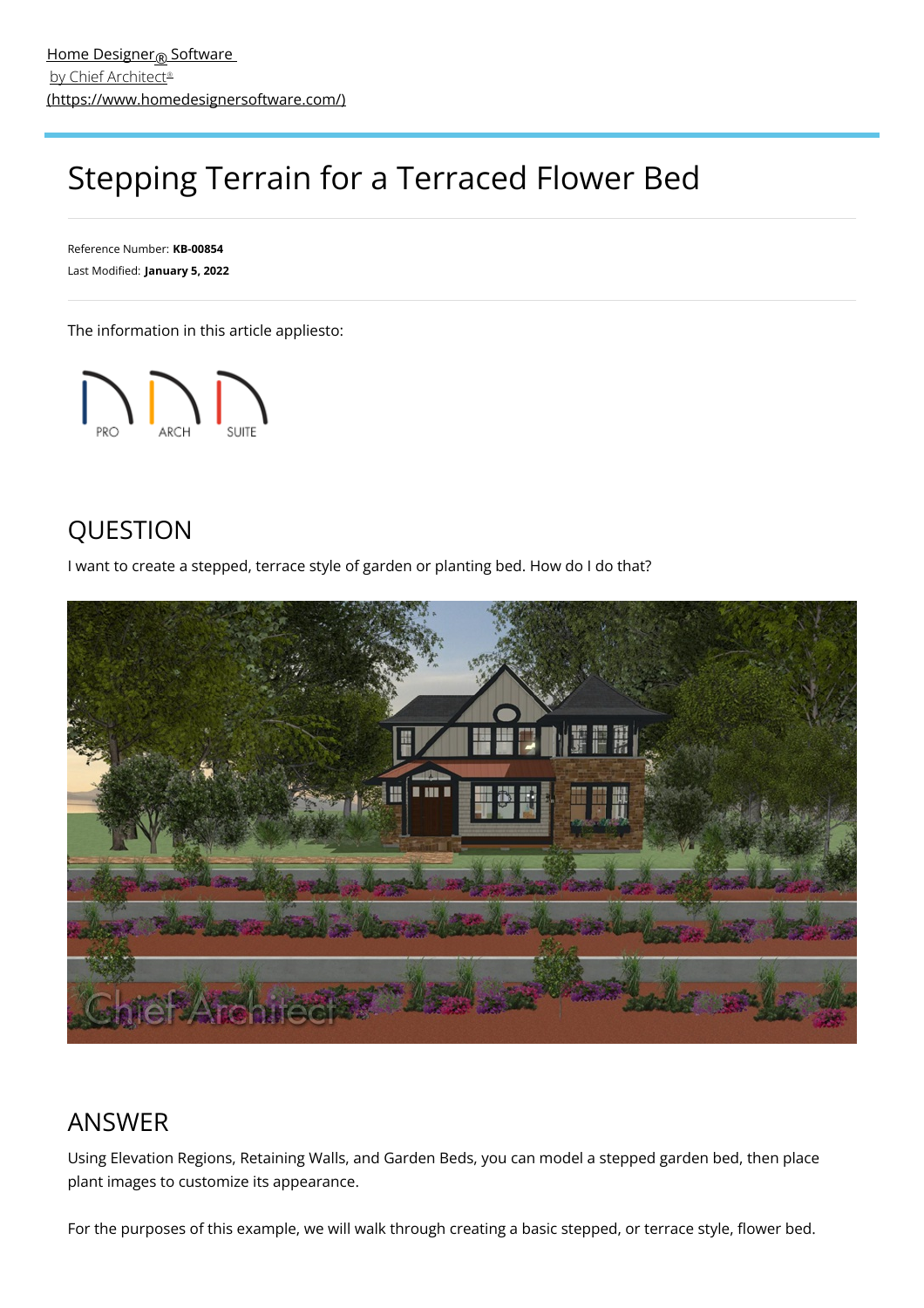[Home Designer® Software by Chief Architect® (https://www.homedesignersoftware.com/)](https://www.homedesignersoftware.com/)

# Stepping Terrain for a Terraced Flower Bed

Reference Number: **KB-00854**
Last Modified: **January 5, 2022**

The information in this article appliesto:

PRO ARCH SUITE

## QUESTION

I want to create a stepped, terrace style of garden or planting bed. How do I do that?

## ANSWER

Using Elevation Regions, Retaining Walls, and Garden Beds, you can model a stepped garden bed, then place plant images to customize its appearance.

For the purposes of this example, we will walk through creating a basic stepped, or terrace style, flower bed.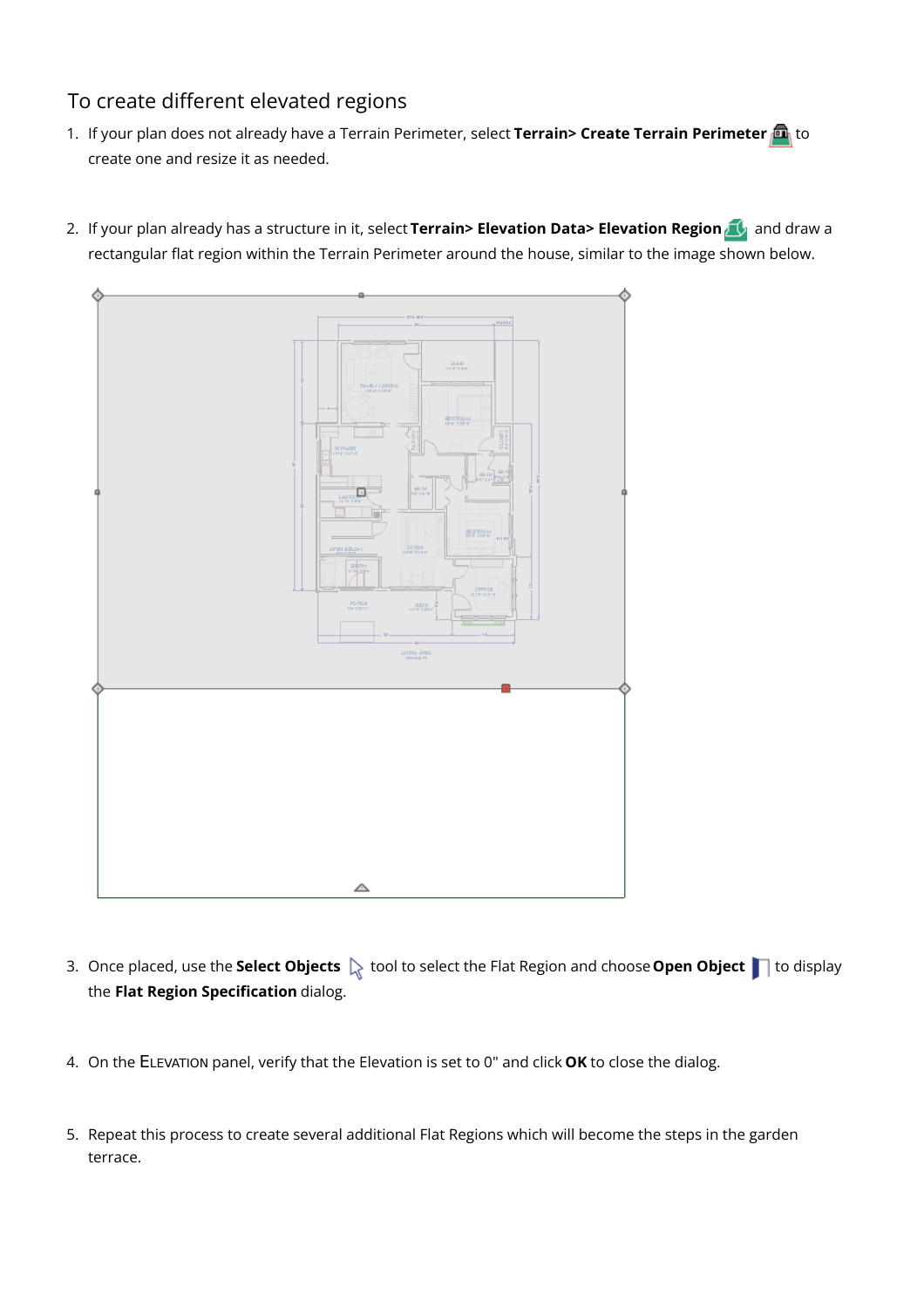## To create different elevated regions

1. If your plan does not already have a Terrain Perimeter, select **Terrain> Create Terrain Perimeter** to create one and resize it as needed.

2. If your plan already has a structure in it, select **Terrain> Elevation Data> Elevation Region** and draw a rectangular flat region within the Terrain Perimeter around the house, similar to the image shown below.

3. Once placed, use the **Select Objects** tool to select the Flat Region and choose **Open Object** to display the **Flat Region Specification** dialog.

4. On the ELEVATION panel, verify that the Elevation is set to 0" and click **OK** to close the dialog.

5. Repeat this process to create several additional Flat Regions which will become the steps in the garden terrace.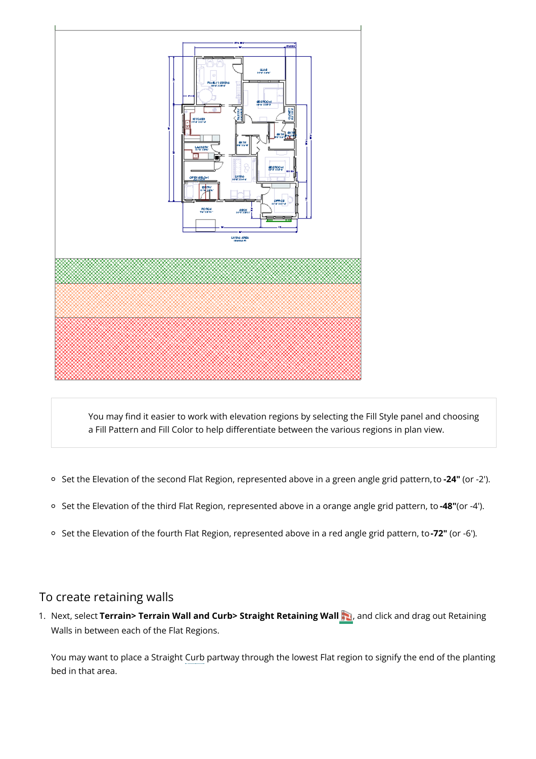You may find it easier to work with elevation regions by selecting the Fill Style panel and choosing a Fill Pattern and Fill Color to help differentiate between the various regions in plan view.

- Set the Elevation of the second Flat Region, represented above in a green angle grid pattern, to **-24"** (or -2').
- Set the Elevation of the third Flat Region, represented above in a orange angle grid pattern, to **-48"**(or -4').
- Set the Elevation of the fourth Flat Region, represented above in a red angle grid pattern, to **-72"** (or -6').

## To create retaining walls

1. Next, select **Terrain> Terrain Wall and Curb> Straight Retaining Wall**, and click and drag out Retaining Walls in between each of the Flat Regions.

   You may want to place a Straight Curb partway through the lowest Flat region to signify the end of the planting bed in that area.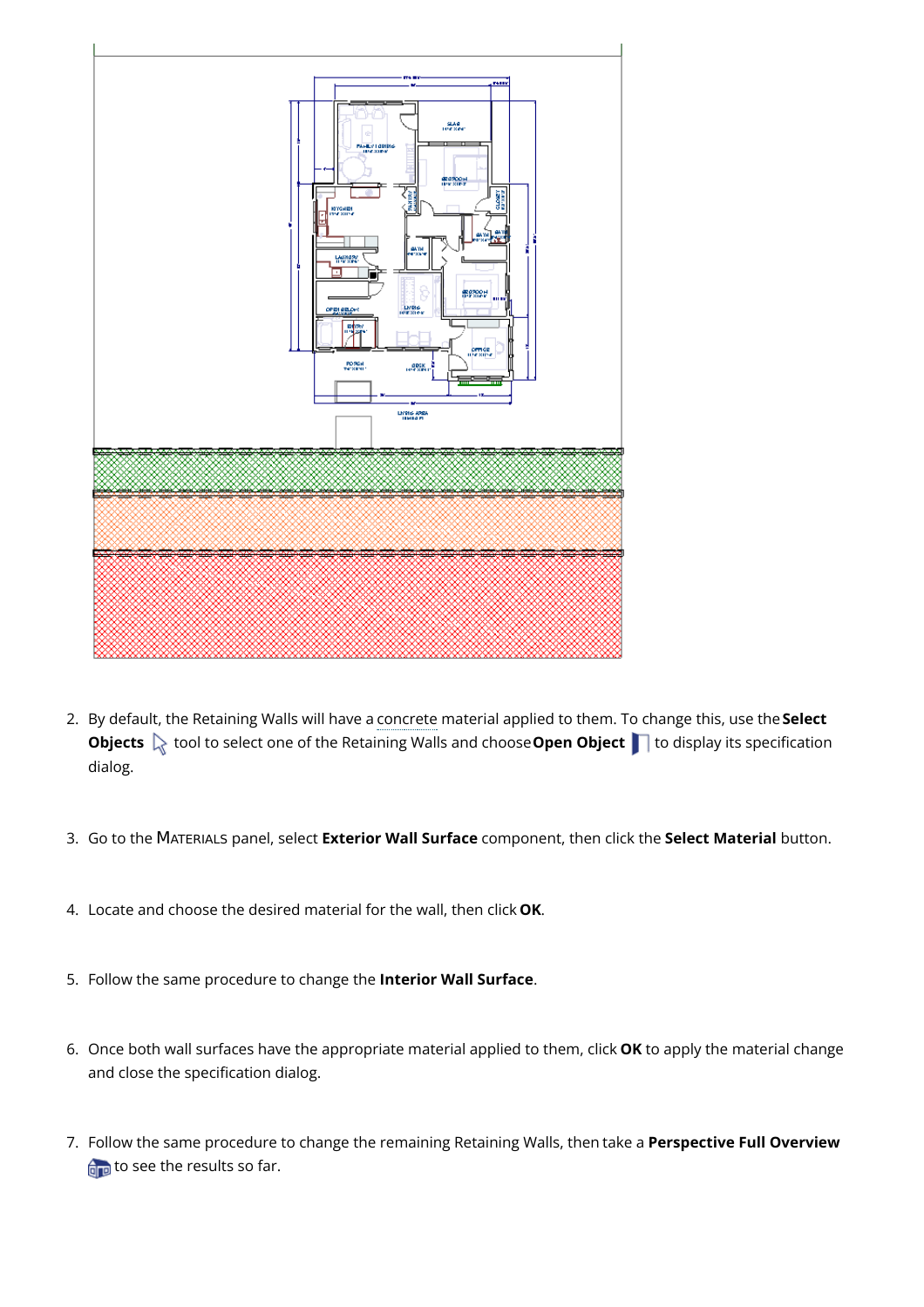2. By default, the Retaining Walls will have a concrete material applied to them. To change this, use the **Select Objects** tool to select one of the Retaining Walls and choose **Open Object** to display its specification dialog.

3. Go to the MATERIALS panel, select **Exterior Wall Surface** component, then click the **Select Material** button.

4. Locate and choose the desired material for the wall, then click **OK**.

5. Follow the same procedure to change the **Interior Wall Surface**.

6. Once both wall surfaces have the appropriate material applied to them, click **OK** to apply the material change and close the specification dialog.

7. Follow the same procedure to change the remaining Retaining Walls, then take a **Perspective Full Overview** to see the results so far.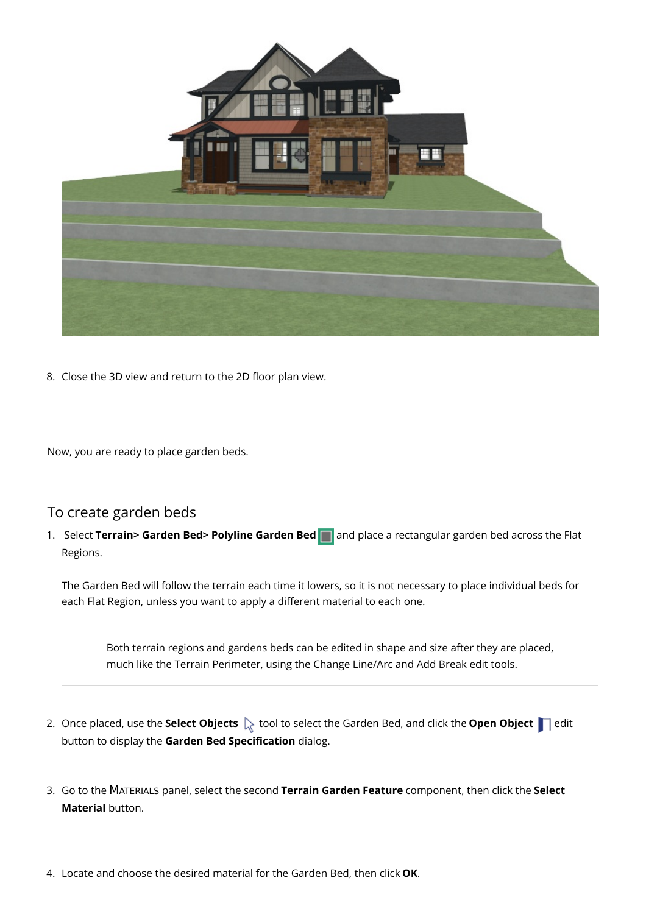8. Close the 3D view and return to the 2D floor plan view.

Now, you are ready to place garden beds.

## To create garden beds

1. Select **Terrain> Garden Bed> Polyline Garden Bed** and place a rectangular garden bed across the Flat Regions.

   The Garden Bed will follow the terrain each time it lowers, so it is not necessary to place individual beds for each Flat Region, unless you want to apply a different material to each one.

   > Both terrain regions and gardens beds can be edited in shape and size after they are placed, much like the Terrain Perimeter, using the Change Line/Arc and Add Break edit tools.

2. Once placed, use the **Select Objects** tool to select the Garden Bed, and click the **Open Object** edit button to display the **Garden Bed Specification** dialog.

3. Go to the MATERIALS panel, select the second **Terrain Garden Feature** component, then click the **Select Material** button.

4. Locate and choose the desired material for the Garden Bed, then click **OK**.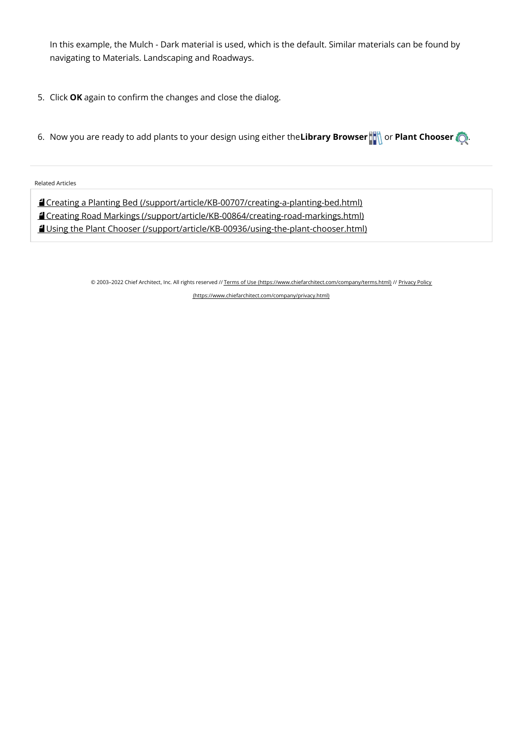In this example, the Mulch - Dark material is used, which is the default. Similar materials can be found by navigating to Materials. Landscaping and Roadways.

5. Click **OK** again to confirm the changes and close the dialog.

6. Now you are ready to add plants to your design using either the **Library Browser** or **Plant Chooser**.

Related Articles

- Creating a Planting Bed (/support/article/KB-00707/creating-a-planting-bed.html)
- Creating Road Markings (/support/article/KB-00864/creating-road-markings.html)
- Using the Plant Chooser (/support/article/KB-00936/using-the-plant-chooser.html)

© 2003–2022 Chief Architect, Inc. All rights reserved // Terms of Use (https://www.chiefarchitect.com/company/terms.html) // Privacy Policy (https://www.chiefarchitect.com/company/privacy.html)